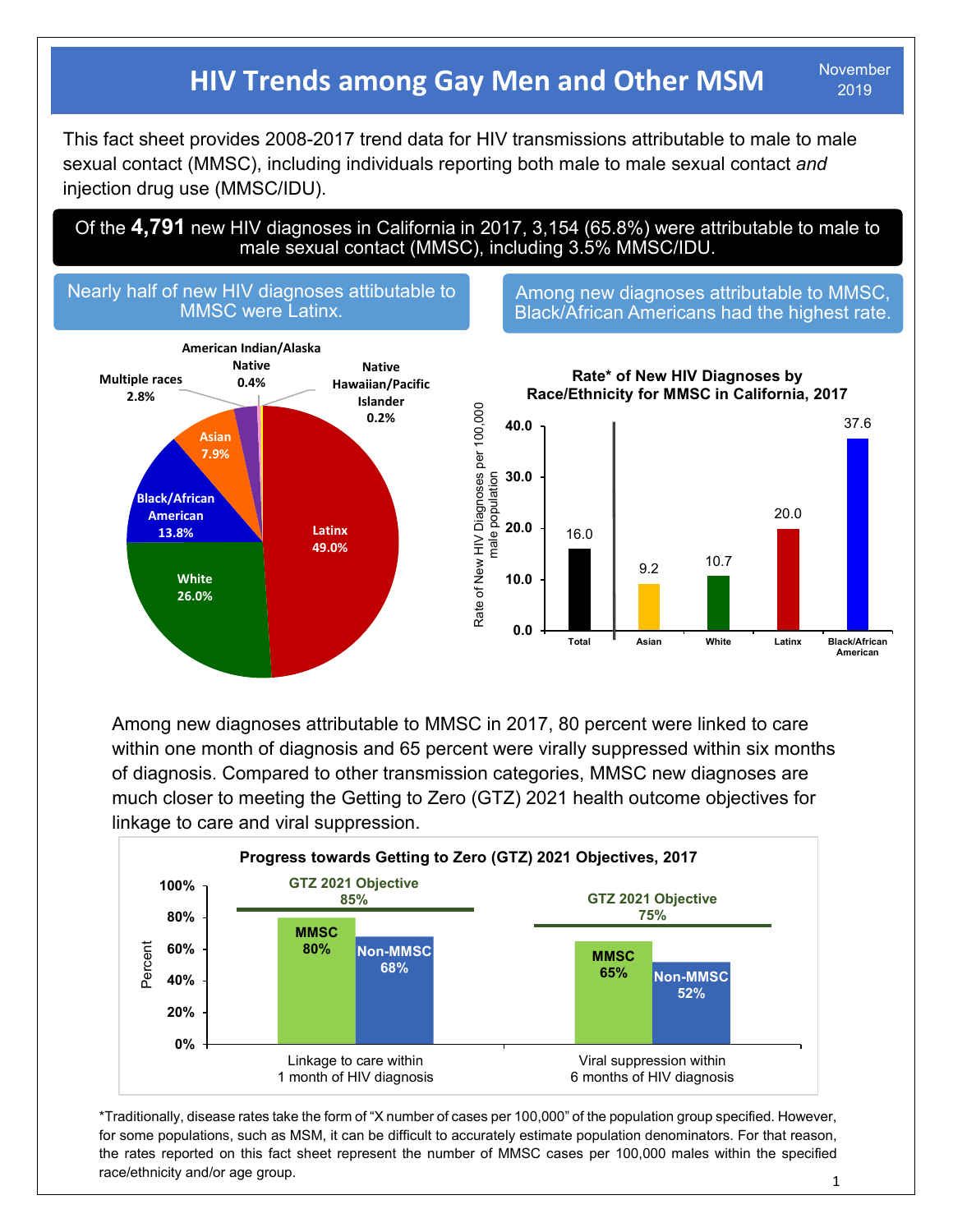# HIV Trends among Gay Men and Other MSM

November 2019

This fact sheet provides 2008-2017 trend data for HIV transmissions attributable to male to male sexual contact (MMSC), including individuals reporting both male to male sexual contact *and* injection drug use (MMSC/IDU).

**Of the 4,791 new HIV diagnoses in California in 2017, 3,154 (65.8%) were attributable to male to male sexual contact (MMSC), including 3.5% MMSC/IDU.**

## Nearly half of new HIV diagnoses attibutable to MMSC were Latinx.

| Race/Ethnicity | Percent |
|---|---|
| Latinx | 49.0% |
| White | 26.0% |
| Black/African American | 13.8% |
| Asian | 7.9% |
| Multiple races | 2.8% |
| American Indian/Alaska Native | 0.4% |
| Native Hawaiian/Pacific Islander | 0.2% |

## Among new diagnoses attributable to MMSC, Black/African Americans had the highest rate.

**Rate* of New HIV Diagnoses by Race/Ethnicity for MMSC in California, 2017**

| Group | Rate of New HIV Diagnoses per 100,000 male population |
|---|---|
| Total | 16.0 |
| Asian | 9.2 |
| White | 10.7 |
| Latinx | 20.0 |
| Black/African American | 37.6 |

Among new diagnoses attributable to MMSC in 2017, 80 percent were linked to care within one month of diagnosis and 65 percent were virally suppressed within six months of diagnosis. Compared to other transmission categories, MMSC new diagnoses are much closer to meeting the Getting to Zero (GTZ) 2021 health outcome objectives for linkage to care and viral suppression.

**Progress towards Getting to Zero (GTZ) 2021 Objectives, 2017**

| Measure | MMSC | Non-MMSC | GTZ 2021 Objective |
|---|---|---|---|
| Linkage to care within 1 month of HIV diagnosis | 80% | 68% | 85% |
| Viral suppression within 6 months of HIV diagnosis | 65% | 52% | 75% |

*Traditionally, disease rates take the form of "X number of cases per 100,000" of the population group specified. However, for some populations, such as MSM, it can be difficult to accurately estimate population denominators. For that reason, the rates reported on this fact sheet represent the number of MMSC cases per 100,000 males within the specified race/ethnicity and/or age group.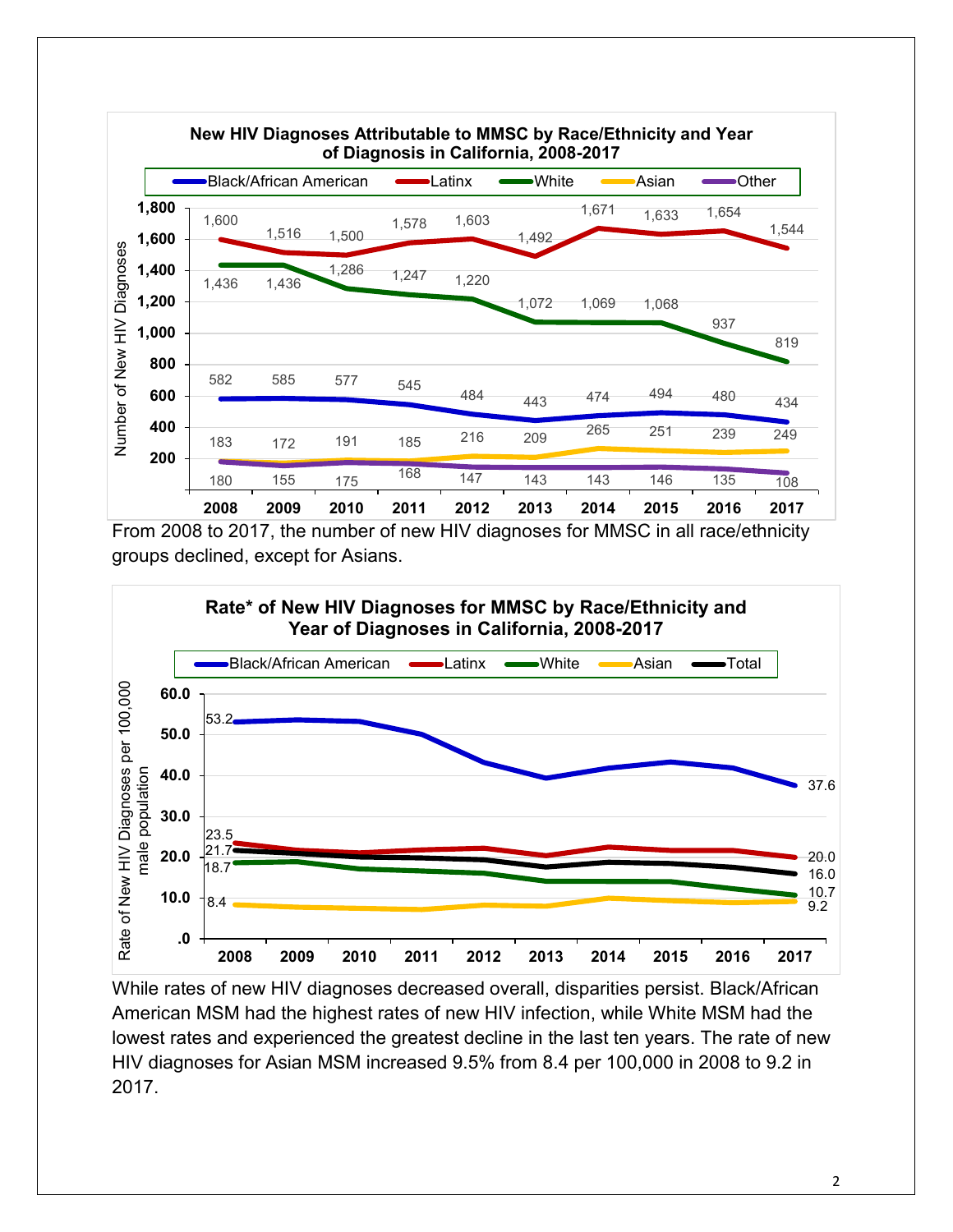**New HIV Diagnoses Attributable to MMSC by Race/Ethnicity and Year of Diagnosis in California, 2008-2017**

| Race/Ethnicity | 2008 | 2009 | 2010 | 2011 | 2012 | 2013 | 2014 | 2015 | 2016 | 2017 |
|---|---|---|---|---|---|---|---|---|---|---|
| Black/African American | 582 | 585 | 577 | 545 | 484 | 443 | 474 | 494 | 480 | 434 |
| Latinx | 1,600 | 1,516 | 1,500 | 1,578 | 1,603 | 1,492 | 1,671 | 1,633 | 1,654 | 1,544 |
| White | 1,436 | 1,436 | 1,286 | 1,247 | 1,220 | 1,072 | 1,069 | 1,068 | 937 | 819 |
| Asian | 183 | 172 | 191 | 185 | 216 | 209 | 265 | 251 | 239 | 249 |
| Other | 180 | 155 | 175 | 168 | 147 | 143 | 143 | 146 | 135 | 108 |

From 2008 to 2017, the number of new HIV diagnoses for MMSC in all race/ethnicity groups declined, except for Asians.

**Rate* of New HIV Diagnoses for MMSC by Race/Ethnicity and Year of Diagnoses in California, 2008-2017**

Rate of New HIV Diagnoses per 100,000 male population

| Race/Ethnicity | 2008 | 2017 |
|---|---|---|
| Black/African American | 53.2 | 37.6 |
| Latinx | 23.5 | 20.0 |
| White | 18.7 | 10.7 |
| Asian | 8.4 | 9.2 |
| Total | 21.7 | 16.0 |

While rates of new HIV diagnoses decreased overall, disparities persist. Black/African American MSM had the highest rates of new HIV infection, while White MSM had the lowest rates and experienced the greatest decline in the last ten years. The rate of new HIV diagnoses for Asian MSM increased 9.5% from 8.4 per 100,000 in 2008 to 9.2 in 2017.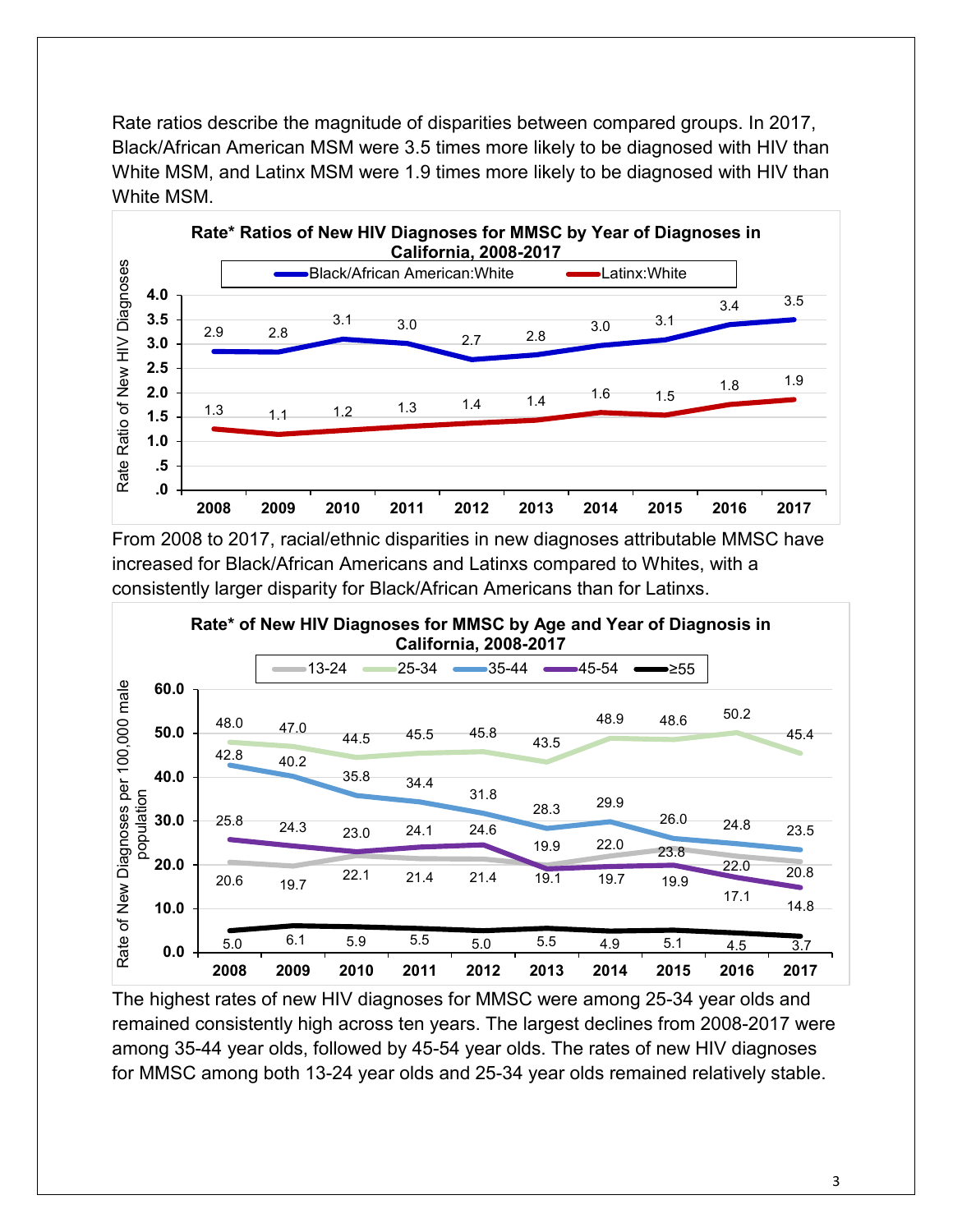Rate ratios describe the magnitude of disparities between compared groups. In 2017, Black/African American MSM were 3.5 times more likely to be diagnosed with HIV than White MSM, and Latinx MSM were 1.9 times more likely to be diagnosed with HIV than White MSM.

**Rate* Ratios of New HIV Diagnoses for MMSC by Year of Diagnoses in California, 2008-2017**

| Year | Black/African American:White | Latinx:White |
|---|---|---|
| 2008 | 2.9 | 1.3 |
| 2009 | 2.8 | 1.1 |
| 2010 | 3.1 | 1.2 |
| 2011 | 3.0 | 1.3 |
| 2012 | 2.7 | 1.4 |
| 2013 | 2.8 | 1.4 |
| 2014 | 3.0 | 1.6 |
| 2015 | 3.1 | 1.5 |
| 2016 | 3.4 | 1.8 |
| 2017 | 3.5 | 1.9 |

From 2008 to 2017, racial/ethnic disparities in new diagnoses attributable MMSC have increased for Black/African Americans and Latinxs compared to Whites, with a consistently larger disparity for Black/African Americans than for Latinxs.

**Rate* of New HIV Diagnoses for MMSC by Age and Year of Diagnosis in California, 2008-2017**

Rate of New Diagnoses per 100,000 male population

| Year | 13-24 | 25-34 | 35-44 | 45-54 | ≥55 |
|---|---|---|---|---|---|
| 2008 | 20.6 | 48.0 | 42.8 | 25.8 | 5.0 |
| 2009 | 19.7 | 47.0 | 40.2 | 24.3 | 6.1 |
| 2010 | 22.1 | 44.5 | 35.8 | 23.0 | 5.9 |
| 2011 | 21.4 | 45.5 | 34.4 | 24.1 | 5.5 |
| 2012 | 21.4 | 45.8 | 31.8 | 24.6 | 5.0 |
| 2013 | 19.9 | 43.5 | 28.3 | 19.1 | 5.5 |
| 2014 | 22.0 | 48.9 | 29.9 | 19.7 | 4.9 |
| 2015 | 23.8 | 48.6 | 26.0 | 19.9 | 5.1 |
| 2016 | 22.0 | 50.2 | 24.8 | 17.1 | 4.5 |
| 2017 | 20.8 | 45.4 | 23.5 | 14.8 | 3.7 |

The highest rates of new HIV diagnoses for MMSC were among 25-34 year olds and remained consistently high across ten years. The largest declines from 2008-2017 were among 35-44 year olds, followed by 45-54 year olds. The rates of new HIV diagnoses for MMSC among both 13-24 year olds and 25-34 year olds remained relatively stable.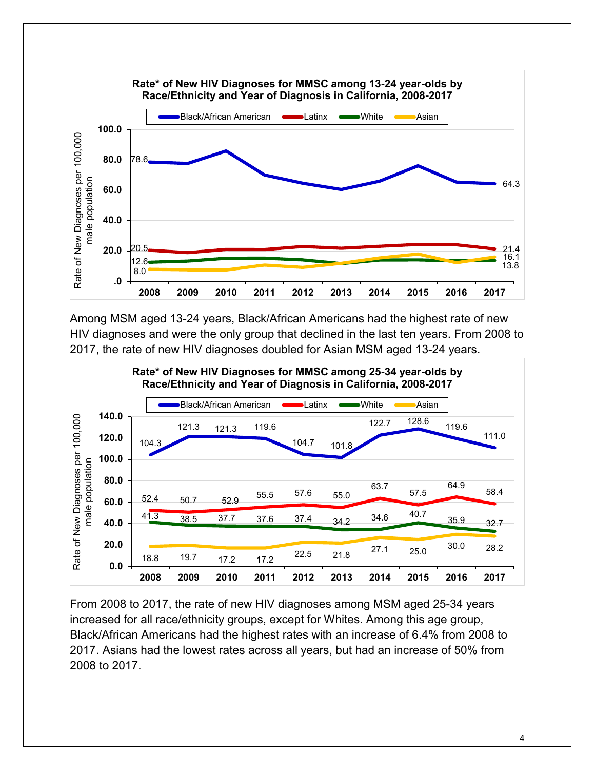**Rate* of New HIV Diagnoses for MMSC among 13-24 year-olds by Race/Ethnicity and Year of Diagnosis in California, 2008-2017**

| | 2008 | 2017 |
|---|---|---|
| Black/African American | 78.6 | 64.3 |
| Latinx | 20.5 | 21.4 |
| White | 12.6 | 13.8 |
| Asian | 8.0 | 16.1 |

Among MSM aged 13-24 years, Black/African Americans had the highest rate of new HIV diagnoses and were the only group that declined in the last ten years. From 2008 to 2017, the rate of new HIV diagnoses doubled for Asian MSM aged 13-24 years.

**Rate* of New HIV Diagnoses for MMSC among 25-34 year-olds by Race/Ethnicity and Year of Diagnosis in California, 2008-2017**

| | 2008 | 2009 | 2010 | 2011 | 2012 | 2013 | 2014 | 2015 | 2016 | 2017 |
|---|---|---|---|---|---|---|---|---|---|---|
| Black/African American | 104.3 | 121.3 | 121.3 | 119.6 | 104.7 | 101.8 | 122.7 | 128.6 | 119.6 | 111.0 |
| Latinx | 52.4 | 50.7 | 52.9 | 55.5 | 57.6 | 55.0 | 63.7 | 57.5 | 64.9 | 58.4 |
| White | 41.3 | 38.5 | 37.7 | 37.6 | 37.4 | 34.2 | 34.6 | 40.7 | 35.9 | 32.7 |
| Asian | 18.8 | 19.7 | 17.2 | 17.2 | 22.5 | 21.8 | 27.1 | 25.0 | 30.0 | 28.2 |

From 2008 to 2017, the rate of new HIV diagnoses among MSM aged 25-34 years increased for all race/ethnicity groups, except for Whites. Among this age group, Black/African Americans had the highest rates with an increase of 6.4% from 2008 to 2017. Asians had the lowest rates across all years, but had an increase of 50% from 2008 to 2017.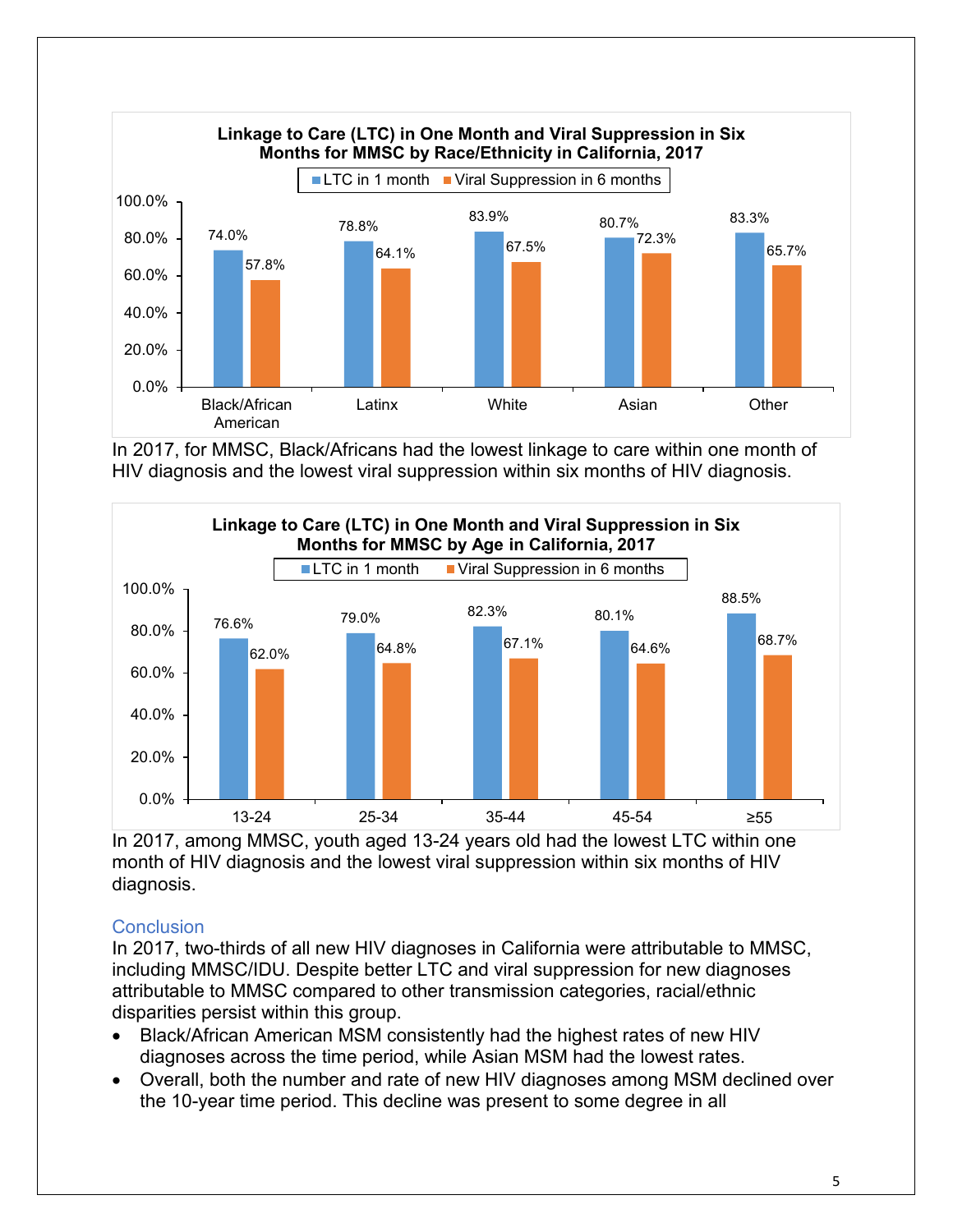**Linkage to Care (LTC) in One Month and Viral Suppression in Six Months for MMSC by Race/Ethnicity in California, 2017**

| | LTC in 1 month | Viral Suppression in 6 months |
|---|---|---|
| Black/African American | 74.0% | 57.8% |
| Latinx | 78.8% | 64.1% |
| White | 83.9% | 67.5% |
| Asian | 80.7% | 72.3% |
| Other | 83.3% | 65.7% |

In 2017, for MMSC, Black/Africans had the lowest linkage to care within one month of HIV diagnosis and the lowest viral suppression within six months of HIV diagnosis.

**Linkage to Care (LTC) in One Month and Viral Suppression in Six Months for MMSC by Age in California, 2017**

| | LTC in 1 month | Viral Suppression in 6 months |
|---|---|---|
| 13-24 | 76.6% | 62.0% |
| 25-34 | 79.0% | 64.8% |
| 35-44 | 82.3% | 67.1% |
| 45-54 | 80.1% | 64.6% |
| ≥55 | 88.5% | 68.7% |

In 2017, among MMSC, youth aged 13-24 years old had the lowest LTC within one month of HIV diagnosis and the lowest viral suppression within six months of HIV diagnosis.

## Conclusion

In 2017, two-thirds of all new HIV diagnoses in California were attributable to MMSC, including MMSC/IDU. Despite better LTC and viral suppression for new diagnoses attributable to MMSC compared to other transmission categories, racial/ethnic disparities persist within this group.

- Black/African American MSM consistently had the highest rates of new HIV diagnoses across the time period, while Asian MSM had the lowest rates.
- Overall, both the number and rate of new HIV diagnoses among MSM declined over the 10-year time period. This decline was present to some degree in all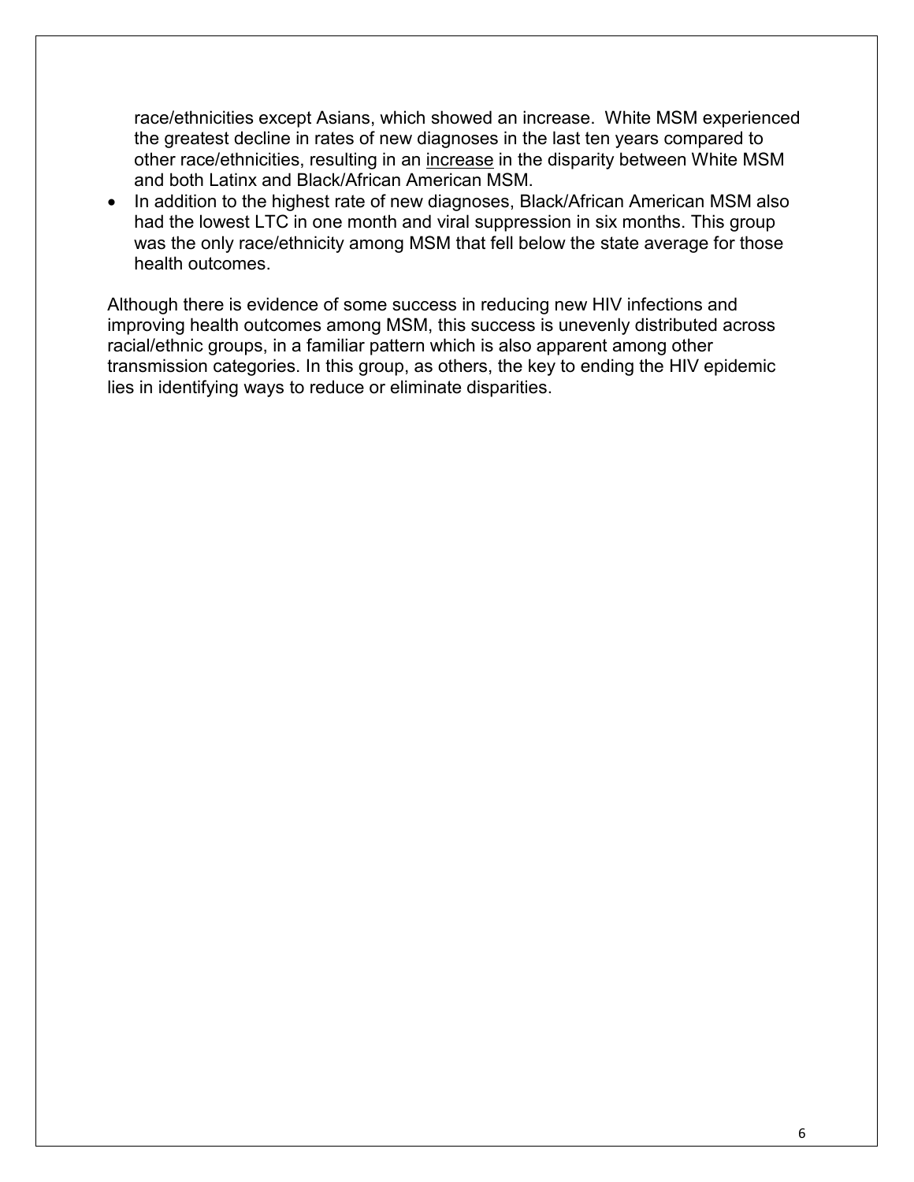race/ethnicities except Asians, which showed an increase. White MSM experienced the greatest decline in rates of new diagnoses in the last ten years compared to other race/ethnicities, resulting in an <u>increase</u> in the disparity between White MSM and both Latinx and Black/African American MSM.

- In addition to the highest rate of new diagnoses, Black/African American MSM also had the lowest LTC in one month and viral suppression in six months. This group was the only race/ethnicity among MSM that fell below the state average for those health outcomes.

Although there is evidence of some success in reducing new HIV infections and improving health outcomes among MSM, this success is unevenly distributed across racial/ethnic groups, in a familiar pattern which is also apparent among other transmission categories. In this group, as others, the key to ending the HIV epidemic lies in identifying ways to reduce or eliminate disparities.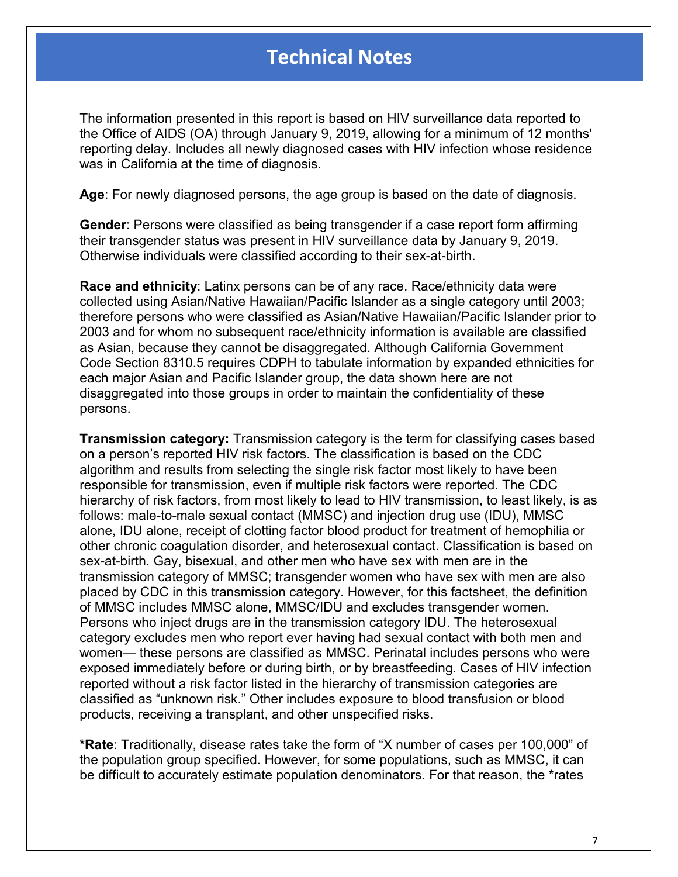# Technical Notes

The information presented in this report is based on HIV surveillance data reported to the Office of AIDS (OA) through January 9, 2019, allowing for a minimum of 12 months' reporting delay. Includes all newly diagnosed cases with HIV infection whose residence was in California at the time of diagnosis.

**Age**: For newly diagnosed persons, the age group is based on the date of diagnosis.

**Gender**: Persons were classified as being transgender if a case report form affirming their transgender status was present in HIV surveillance data by January 9, 2019. Otherwise individuals were classified according to their sex-at-birth.

**Race and ethnicity**: Latinx persons can be of any race. Race/ethnicity data were collected using Asian/Native Hawaiian/Pacific Islander as a single category until 2003; therefore persons who were classified as Asian/Native Hawaiian/Pacific Islander prior to 2003 and for whom no subsequent race/ethnicity information is available are classified as Asian, because they cannot be disaggregated. Although California Government Code Section 8310.5 requires CDPH to tabulate information by expanded ethnicities for each major Asian and Pacific Islander group, the data shown here are not disaggregated into those groups in order to maintain the confidentiality of these persons.

**Transmission category:** Transmission category is the term for classifying cases based on a person's reported HIV risk factors. The classification is based on the CDC algorithm and results from selecting the single risk factor most likely to have been responsible for transmission, even if multiple risk factors were reported. The CDC hierarchy of risk factors, from most likely to lead to HIV transmission, to least likely, is as follows: male-to-male sexual contact (MMSC) and injection drug use (IDU), MMSC alone, IDU alone, receipt of clotting factor blood product for treatment of hemophilia or other chronic coagulation disorder, and heterosexual contact. Classification is based on sex-at-birth. Gay, bisexual, and other men who have sex with men are in the transmission category of MMSC; transgender women who have sex with men are also placed by CDC in this transmission category. However, for this factsheet, the definition of MMSC includes MMSC alone, MMSC/IDU and excludes transgender women. Persons who inject drugs are in the transmission category IDU. The heterosexual category excludes men who report ever having had sexual contact with both men and women— these persons are classified as MMSC. Perinatal includes persons who were exposed immediately before or during birth, or by breastfeeding. Cases of HIV infection reported without a risk factor listed in the hierarchy of transmission categories are classified as "unknown risk." Other includes exposure to blood transfusion or blood products, receiving a transplant, and other unspecified risks.

**\*Rate**: Traditionally, disease rates take the form of "X number of cases per 100,000" of the population group specified. However, for some populations, such as MMSC, it can be difficult to accurately estimate population denominators. For that reason, the *rates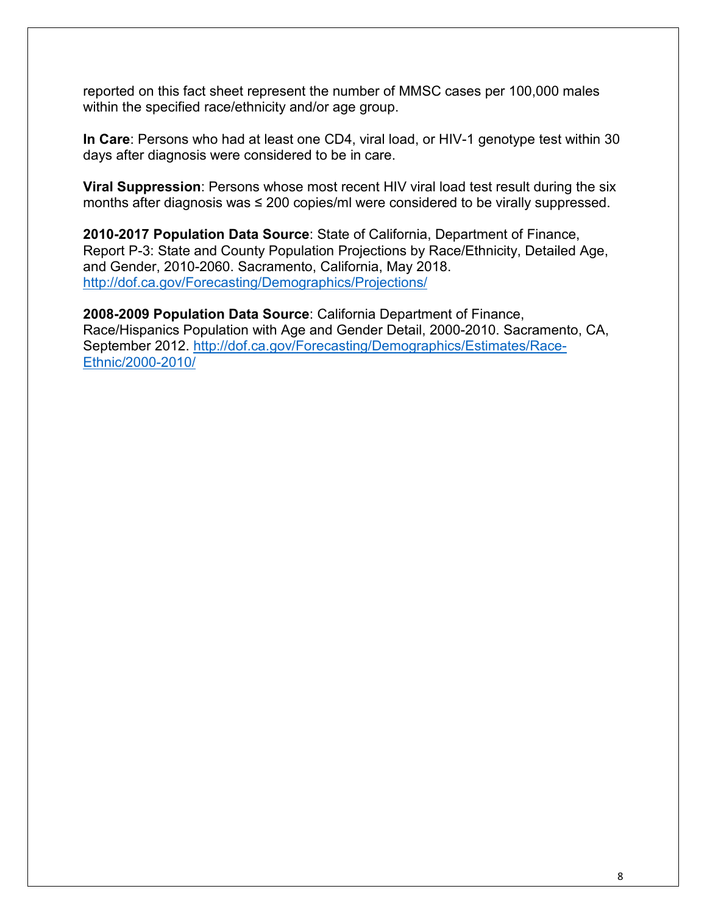reported on this fact sheet represent the number of MMSC cases per 100,000 males within the specified race/ethnicity and/or age group.

**In Care**: Persons who had at least one CD4, viral load, or HIV-1 genotype test within 30 days after diagnosis were considered to be in care.

**Viral Suppression**: Persons whose most recent HIV viral load test result during the six months after diagnosis was ≤ 200 copies/ml were considered to be virally suppressed.

**2010-2017 Population Data Source**: State of California, Department of Finance, Report P-3: State and County Population Projections by Race/Ethnicity, Detailed Age, and Gender, 2010-2060. Sacramento, California, May 2018. http://dof.ca.gov/Forecasting/Demographics/Projections/

**2008-2009 Population Data Source**: California Department of Finance, Race/Hispanics Population with Age and Gender Detail, 2000-2010. Sacramento, CA, September 2012. http://dof.ca.gov/Forecasting/Demographics/Estimates/Race-Ethnic/2000-2010/